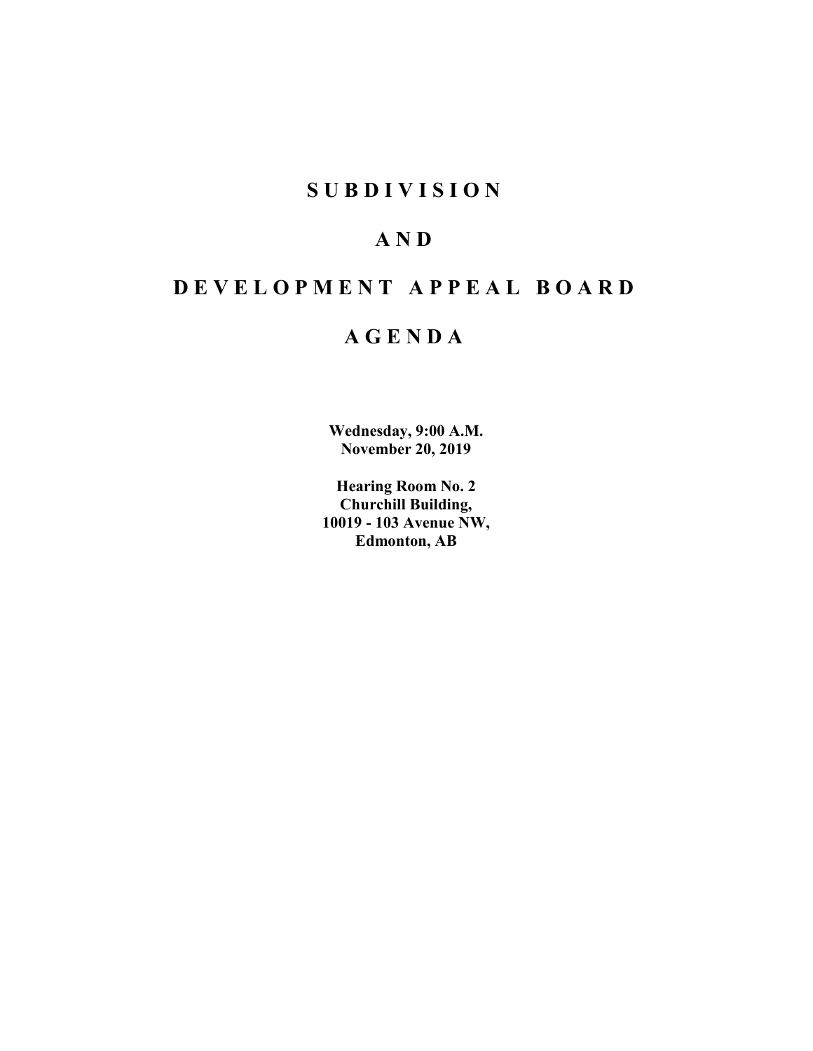# S U B D I V I S I O N

# A N D

# D E V E L O P M E N T   A P P E A L   B O A R D

# A G E N D A

**Wednesday, 9:00 A.M.**
**November 20, 2019**

**Hearing Room No. 2**
**Churchill Building,**
**10019 - 103 Avenue NW,**
**Edmonton, AB**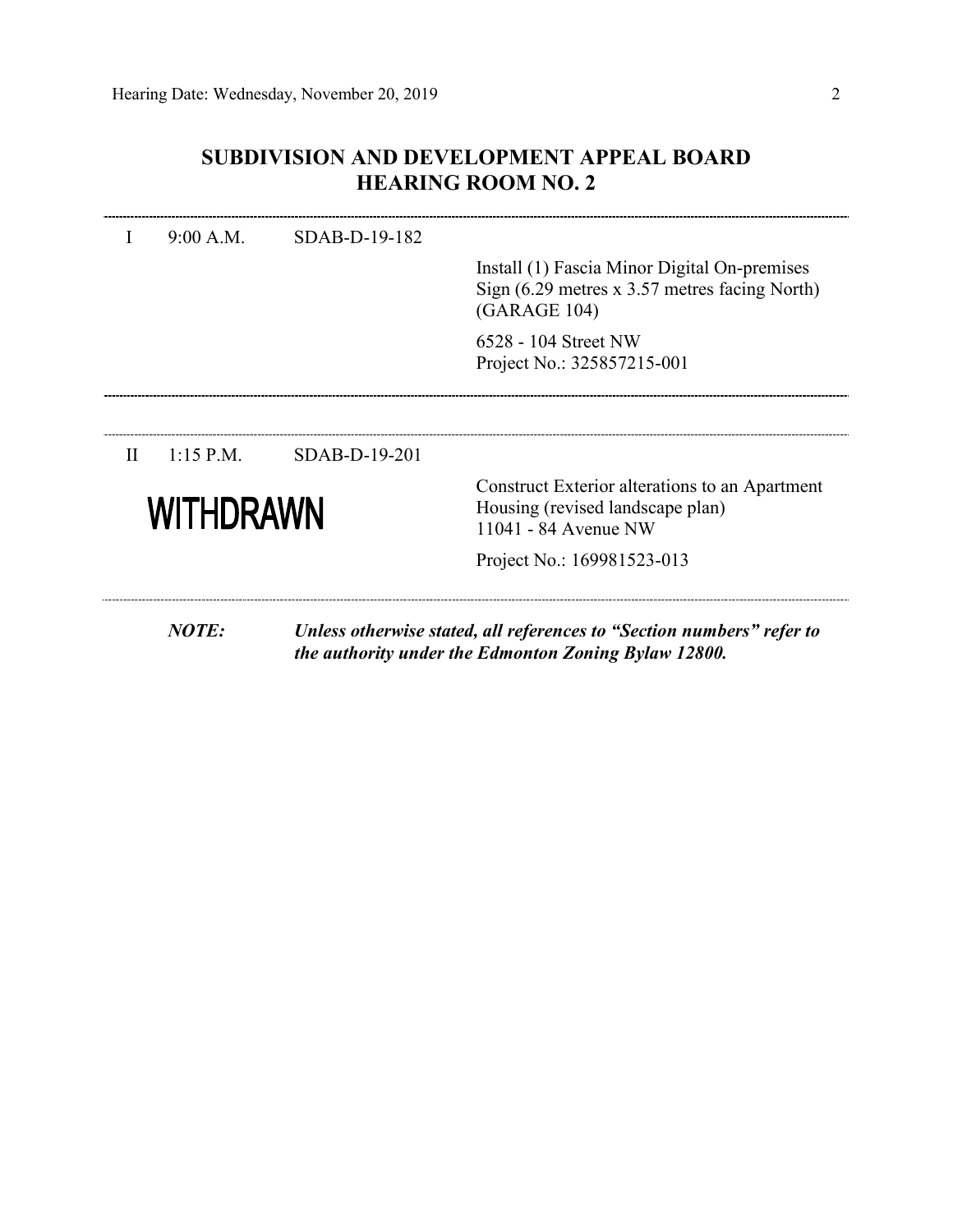## SUBDIVISION AND DEVELOPMENT APPEAL BOARD
## HEARING ROOM NO. 2

---

I 9:00 A.M. SDAB-D-19-182

Install (1) Fascia Minor Digital On-premises Sign (6.29 metres x 3.57 metres facing North) (GARAGE 104)

6528 - 104 Street NW
Project No.: 325857215-001

---

II 1:15 P.M. SDAB-D-19-201

**WITHDRAWN**

Construct Exterior alterations to an Apartment Housing (revised landscape plan)
11041 - 84 Avenue NW

Project No.: 169981523-013

---

***NOTE:*** ***Unless otherwise stated, all references to "Section numbers" refer to the authority under the Edmonton Zoning Bylaw 12800.***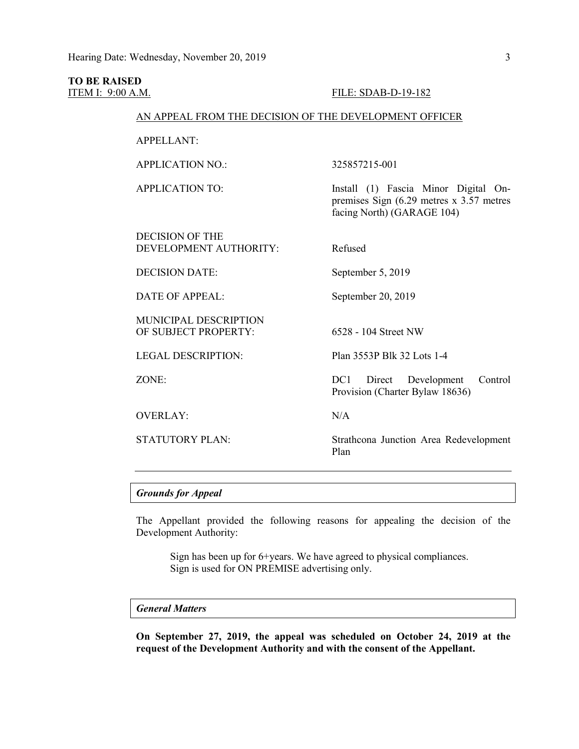**TO BE RAISED**

ITEM I: 9:00 A.M. FILE: SDAB-D-19-182

AN APPEAL FROM THE DECISION OF THE DEVELOPMENT OFFICER

| | |
|---|---|
| APPELLANT: | |
| APPLICATION NO.: | 325857215-001 |
| APPLICATION TO: | Install (1) Fascia Minor Digital On-premises Sign (6.29 metres x 3.57 metres facing North) (GARAGE 104) |
| DECISION OF THE DEVELOPMENT AUTHORITY: | Refused |
| DECISION DATE: | September 5, 2019 |
| DATE OF APPEAL: | September 20, 2019 |
| MUNICIPAL DESCRIPTION OF SUBJECT PROPERTY: | 6528 - 104 Street NW |
| LEGAL DESCRIPTION: | Plan 3553P Blk 32 Lots 1-4 |
| ZONE: | DC1 Direct Development Control Provision (Charter Bylaw 18636) |
| OVERLAY: | N/A |
| STATUTORY PLAN: | Strathcona Junction Area Redevelopment Plan |

---

### *Grounds for Appeal*

The Appellant provided the following reasons for appealing the decision of the Development Authority:

> Sign has been up for 6+years. We have agreed to physical compliances.
> Sign is used for ON PREMISE advertising only.

### *General Matters*

**On September 27, 2019, the appeal was scheduled on October 24, 2019 at the request of the Development Authority and with the consent of the Appellant.**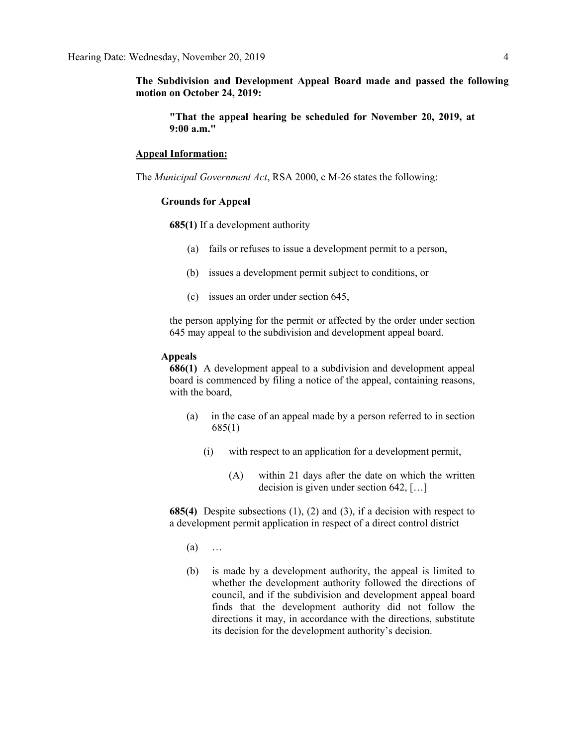**The Subdivision and Development Appeal Board made and passed the following motion on October 24, 2019:**

> **"That the appeal hearing be scheduled for November 20, 2019, at 9:00 a.m."**

**Appeal Information:**

The *Municipal Government Act*, RSA 2000, c M-26 states the following:

**Grounds for Appeal**

**685(1)** If a development authority

(a) fails or refuses to issue a development permit to a person,

(b) issues a development permit subject to conditions, or

(c) issues an order under section 645,

the person applying for the permit or affected by the order under section 645 may appeal to the subdivision and development appeal board.

**Appeals**

**686(1)** A development appeal to a subdivision and development appeal board is commenced by filing a notice of the appeal, containing reasons, with the board,

(a) in the case of an appeal made by a person referred to in section 685(1)

(i) with respect to an application for a development permit,

(A) within 21 days after the date on which the written decision is given under section 642, […]

**685(4)** Despite subsections (1), (2) and (3), if a decision with respect to a development permit application in respect of a direct control district

(a) …

(b) is made by a development authority, the appeal is limited to whether the development authority followed the directions of council, and if the subdivision and development appeal board finds that the development authority did not follow the directions it may, in accordance with the directions, substitute its decision for the development authority's decision.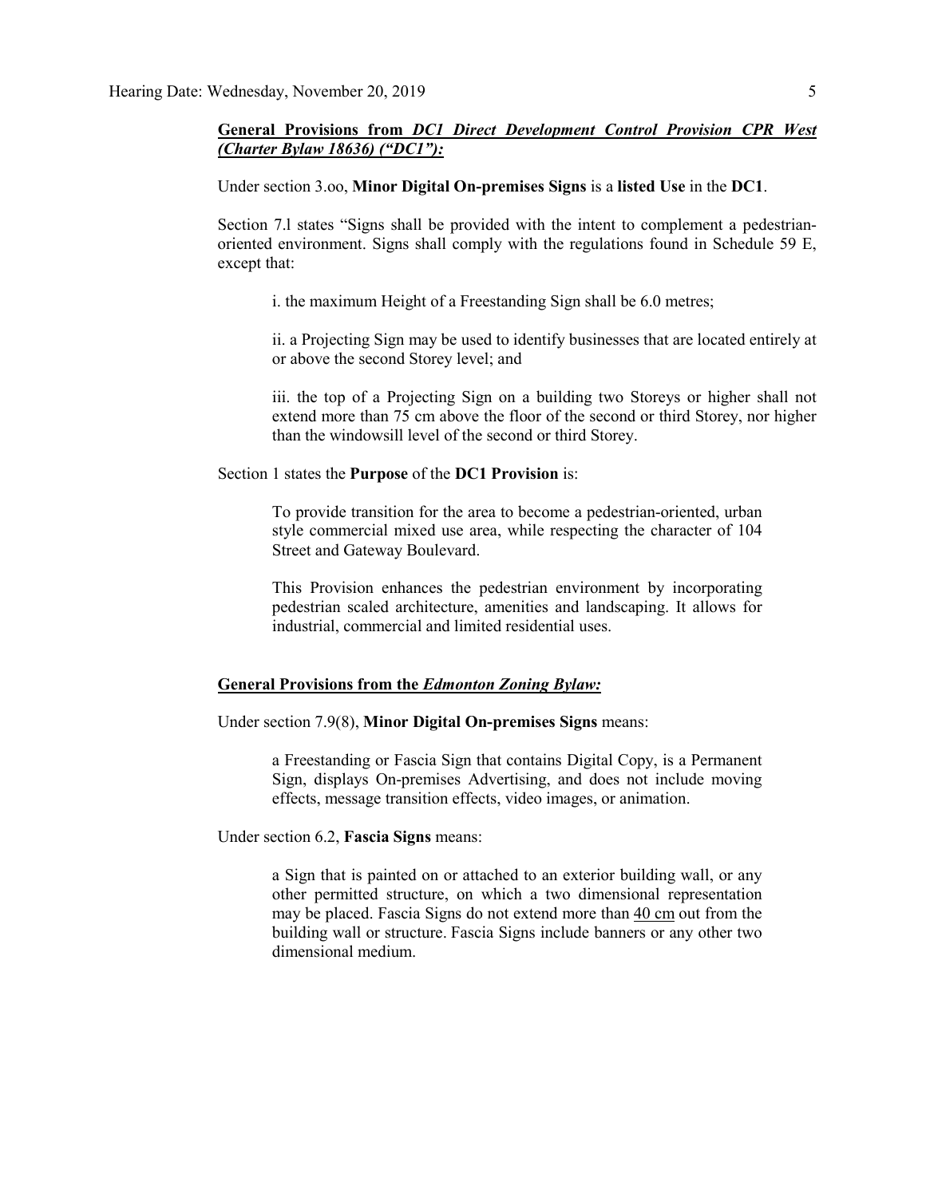**General Provisions from *DC1 Direct Development Control Provision CPR West (Charter Bylaw 18636) ("DC1"):***

Under section 3.oo, **Minor Digital On-premises Signs** is a **listed Use** in the **DC1**.

Section 7.l states "Signs shall be provided with the intent to complement a pedestrian-oriented environment. Signs shall comply with the regulations found in Schedule 59 E, except that:

> i. the maximum Height of a Freestanding Sign shall be 6.0 metres;
>
> ii. a Projecting Sign may be used to identify businesses that are located entirely at or above the second Storey level; and
>
> iii. the top of a Projecting Sign on a building two Storeys or higher shall not extend more than 75 cm above the floor of the second or third Storey, nor higher than the windowsill level of the second or third Storey.

Section 1 states the **Purpose** of the **DC1 Provision** is:

> To provide transition for the area to become a pedestrian-oriented, urban style commercial mixed use area, while respecting the character of 104 Street and Gateway Boulevard.
>
> This Provision enhances the pedestrian environment by incorporating pedestrian scaled architecture, amenities and landscaping. It allows for industrial, commercial and limited residential uses.

**General Provisions from the *Edmonton Zoning Bylaw:***

Under section 7.9(8), **Minor Digital On-premises Signs** means:

> a Freestanding or Fascia Sign that contains Digital Copy, is a Permanent Sign, displays On-premises Advertising, and does not include moving effects, message transition effects, video images, or animation.

Under section 6.2, **Fascia Signs** means:

> a Sign that is painted on or attached to an exterior building wall, or any other permitted structure, on which a two dimensional representation may be placed. Fascia Signs do not extend more than 40 cm out from the building wall or structure. Fascia Signs include banners or any other two dimensional medium.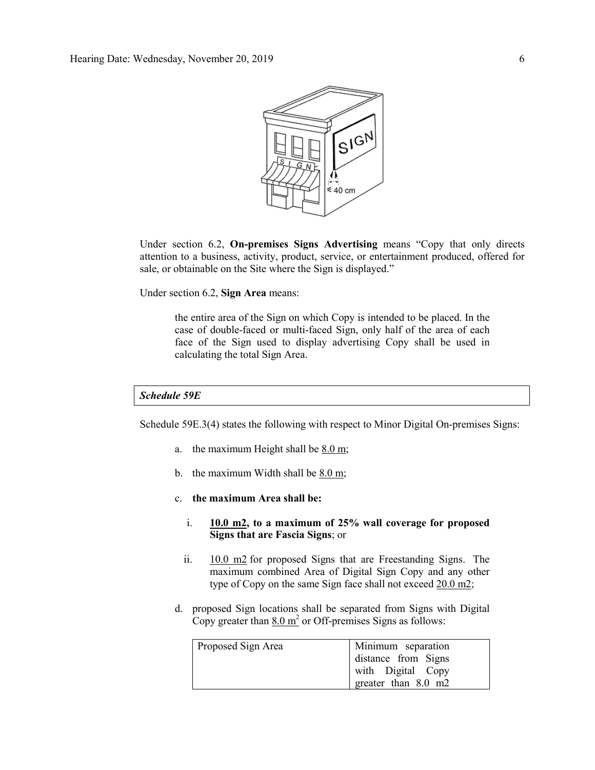Under section 6.2, **On-premises Signs Advertising** means "Copy that only directs attention to a business, activity, product, service, or entertainment produced, offered for sale, or obtainable on the Site where the Sign is displayed."

Under section 6.2, **Sign Area** means:

> the entire area of the Sign on which Copy is intended to be placed. In the case of double-faced or multi-faced Sign, only half of the area of each face of the Sign used to display advertising Copy shall be used in calculating the total Sign Area.

***Schedule 59E***

Schedule 59E.3(4) states the following with respect to Minor Digital On-premises Signs:

a. the maximum Height shall be 8.0 m;

b. the maximum Width shall be 8.0 m;

c. **the maximum Area shall be:**

   i. **10.0 m2, to a maximum of 25% wall coverage for proposed Signs that are Fascia Signs**; or

   ii. 10.0 m2 for proposed Signs that are Freestanding Signs. The maximum combined Area of Digital Sign Copy and any other type of Copy on the same Sign face shall not exceed 20.0 m2;

d. proposed Sign locations shall be separated from Signs with Digital Copy greater than 8.0 $m^2$ or Off-premises Signs as follows:

| Proposed Sign Area | Minimum separation distance from Signs with Digital Copy greater than 8.0 m2 |
|---|---|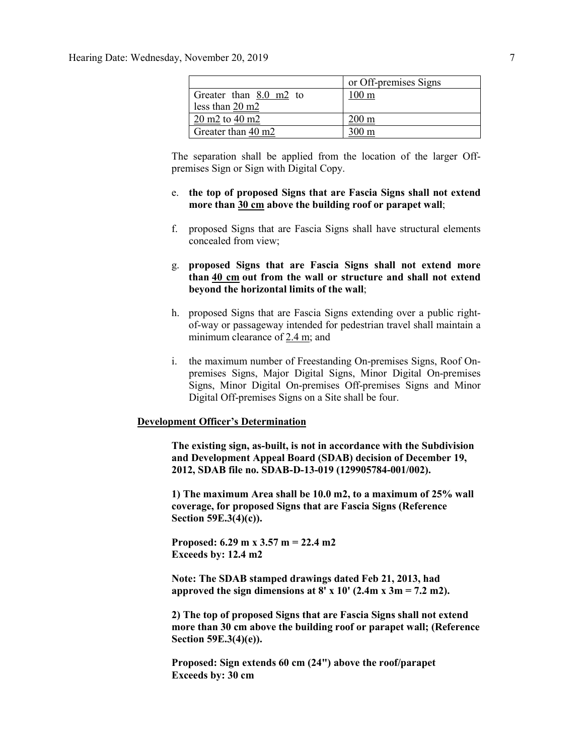| | or Off-premises Signs |
|---|---|
| Greater than 8.0 m2 to less than 20 m2 | 100 m |
| 20 m2 to 40 m2 | 200 m |
| Greater than 40 m2 | 300 m |

The separation shall be applied from the location of the larger Off-premises Sign or Sign with Digital Copy.

e. **the top of proposed Signs that are Fascia Signs shall not extend more than 30 cm above the building roof or parapet wall**;

f. proposed Signs that are Fascia Signs shall have structural elements concealed from view;

g. **proposed Signs that are Fascia Signs shall not extend more than 40 cm out from the wall or structure and shall not extend beyond the horizontal limits of the wall**;

h. proposed Signs that are Fascia Signs extending over a public right-of-way or passageway intended for pedestrian travel shall maintain a minimum clearance of 2.4 m; and

i. the maximum number of Freestanding On-premises Signs, Roof On-premises Signs, Major Digital Signs, Minor Digital On-premises Signs, Minor Digital On-premises Off-premises Signs and Minor Digital Off-premises Signs on a Site shall be four.

**Development Officer's Determination**

**The existing sign, as-built, is not in accordance with the Subdivision and Development Appeal Board (SDAB) decision of December 19, 2012, SDAB file no. SDAB-D-13-019 (129905784-001/002).**

**1) The maximum Area shall be 10.0 m2, to a maximum of 25% wall coverage, for proposed Signs that are Fascia Signs (Reference Section 59E.3(4)(c)).**

**Proposed: 6.29 m x 3.57 m = 22.4 m2**
**Exceeds by: 12.4 m2**

**Note: The SDAB stamped drawings dated Feb 21, 2013, had approved the sign dimensions at 8' x 10' (2.4m x 3m = 7.2 m2).**

**2) The top of proposed Signs that are Fascia Signs shall not extend more than 30 cm above the building roof or parapet wall; (Reference Section 59E.3(4)(e)).**

**Proposed: Sign extends 60 cm (24") above the roof/parapet**
**Exceeds by: 30 cm**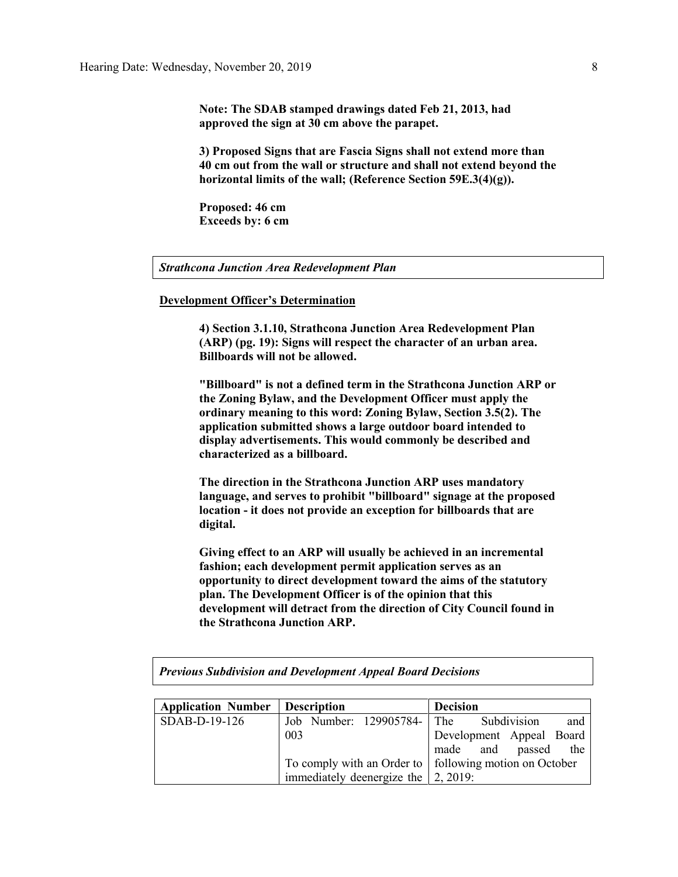**Note: The SDAB stamped drawings dated Feb 21, 2013, had approved the sign at 30 cm above the parapet.**

**3) Proposed Signs that are Fascia Signs shall not extend more than 40 cm out from the wall or structure and shall not extend beyond the horizontal limits of the wall; (Reference Section 59E.3(4)(g)).**

**Proposed: 46 cm**
**Exceeds by: 6 cm**

***Strathcona Junction Area Redevelopment Plan***

**Development Officer's Determination**

**4) Section 3.1.10, Strathcona Junction Area Redevelopment Plan (ARP) (pg. 19): Signs will respect the character of an urban area. Billboards will not be allowed.**

**"Billboard" is not a defined term in the Strathcona Junction ARP or the Zoning Bylaw, and the Development Officer must apply the ordinary meaning to this word: Zoning Bylaw, Section 3.5(2). The application submitted shows a large outdoor board intended to display advertisements. This would commonly be described and characterized as a billboard.**

**The direction in the Strathcona Junction ARP uses mandatory language, and serves to prohibit "billboard" signage at the proposed location - it does not provide an exception for billboards that are digital.**

**Giving effect to an ARP will usually be achieved in an incremental fashion; each development permit application serves as an opportunity to direct development toward the aims of the statutory plan. The Development Officer is of the opinion that this development will detract from the direction of City Council found in the Strathcona Junction ARP.**

***Previous Subdivision and Development Appeal Board Decisions***

| Application Number | Description | Decision |
|---|---|---|
| SDAB-D-19-126 | Job Number: 129905784-003<br><br>To comply with an Order to immediately deenergize the | The Subdivision and Development Appeal Board made and passed the following motion on October 2, 2019: |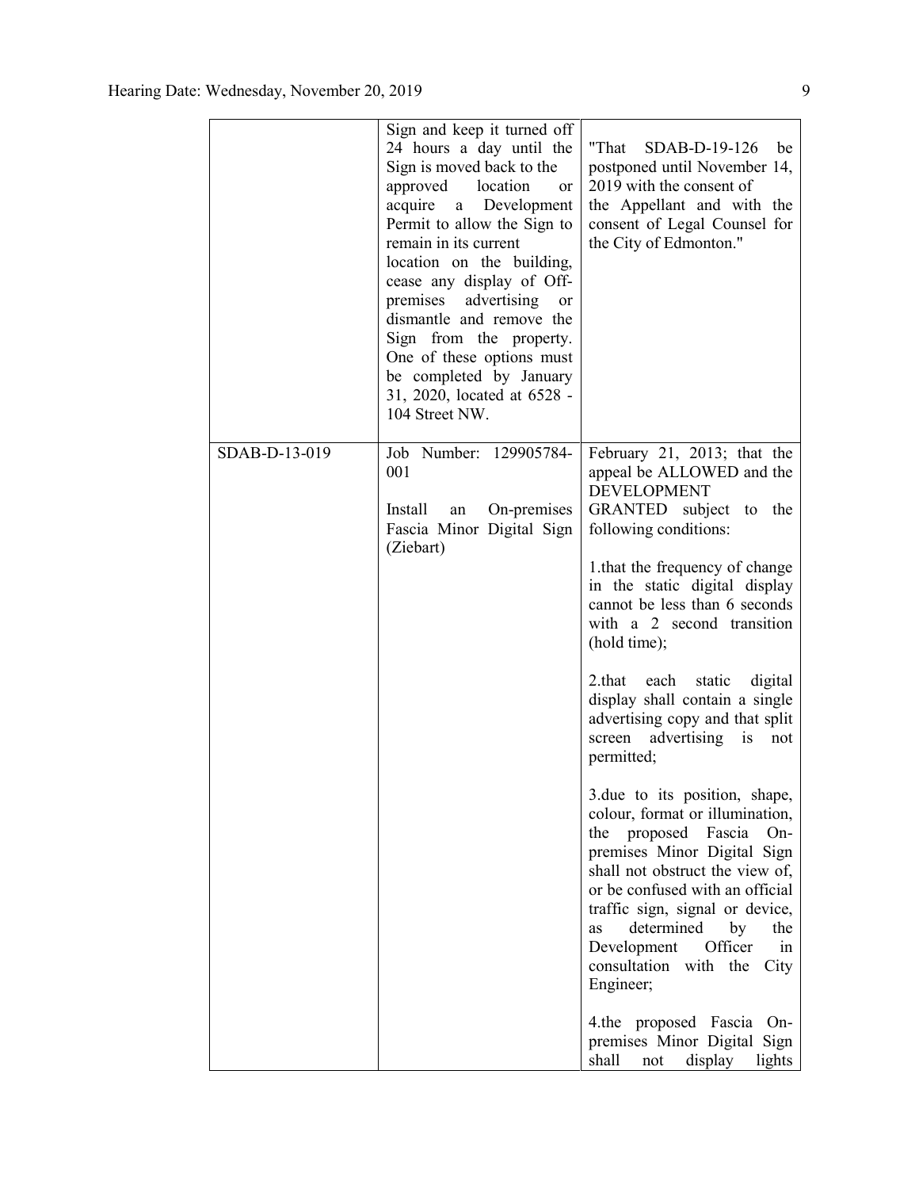| | | |
|---|---|---|
| | Sign and keep it turned off 24 hours a day until the Sign is moved back to the approved location or acquire a Development Permit to allow the Sign to remain in its current location on the building, cease any display of Off-premises advertising or dismantle and remove the Sign from the property. One of these options must be completed by January 31, 2020, located at 6528 - 104 Street NW. | "That SDAB-D-19-126 be postponed until November 14, 2019 with the consent of the Appellant and with the consent of Legal Counsel for the City of Edmonton." |
| SDAB-D-13-019 | Job Number: 129905784-001<br><br>Install an On-premises Fascia Minor Digital Sign (Ziebart) | February 21, 2013; that the appeal be ALLOWED and the DEVELOPMENT GRANTED subject to the following conditions:<br><br>1.that the frequency of change in the static digital display cannot be less than 6 seconds with a 2 second transition (hold time);<br><br>2.that each static digital display shall contain a single advertising copy and that split screen advertising is not permitted;<br><br>3.due to its position, shape, colour, format or illumination, the proposed Fascia On-premises Minor Digital Sign shall not obstruct the view of, or be confused with an official traffic sign, signal or device, as determined by the Development Officer in consultation with the City Engineer;<br><br>4.the proposed Fascia On-premises Minor Digital Sign shall not display lights |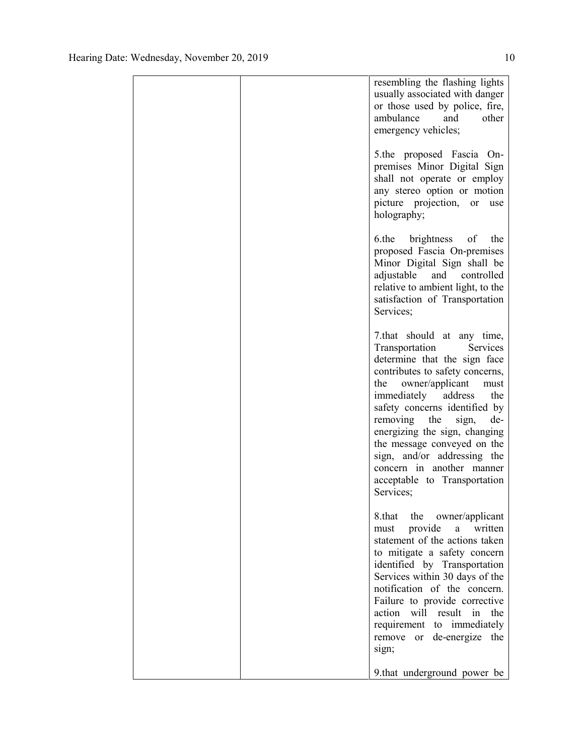| | | resembling the flashing lights usually associated with danger or those used by police, fire, ambulance and other emergency vehicles;<br><br>5.the proposed Fascia On-premises Minor Digital Sign shall not operate or employ any stereo option or motion picture projection, or use holography;<br><br>6.the brightness of the proposed Fascia On-premises Minor Digital Sign shall be adjustable and controlled relative to ambient light, to the satisfaction of Transportation Services;<br><br>7.that should at any time, Transportation Services determine that the sign face contributes to safety concerns, the owner/applicant must immediately address the safety concerns identified by removing the sign, de-energizing the sign, changing the message conveyed on the sign, and/or addressing the concern in another manner acceptable to Transportation Services;<br><br>8.that the owner/applicant must provide a written statement of the actions taken to mitigate a safety concern identified by Transportation Services within 30 days of the notification of the concern. Failure to provide corrective action will result in the requirement to immediately remove or de-energize the sign;<br><br>9.that underground power be |
|---|---|---|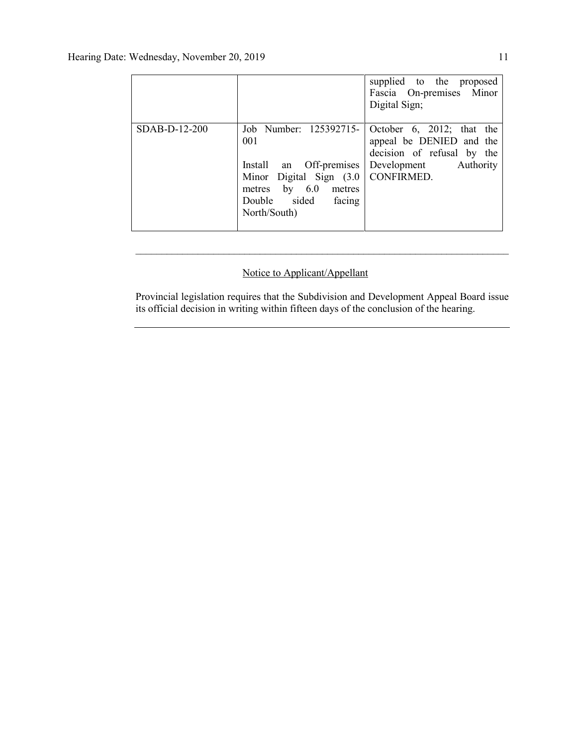|  |  | supplied to the proposed Fascia On-premises Minor Digital Sign; |
| --- | --- | --- |
| SDAB-D-12-200 | Job Number: 125392715-001<br><br>Install an Off-premises Minor Digital Sign (3.0 metres by 6.0 metres Double sided facing North/South) | October 6, 2012; that the appeal be DENIED and the decision of refusal by the Development Authority CONFIRMED. |

---

Notice to Applicant/Appellant

Provincial legislation requires that the Subdivision and Development Appeal Board issue its official decision in writing within fifteen days of the conclusion of the hearing.

---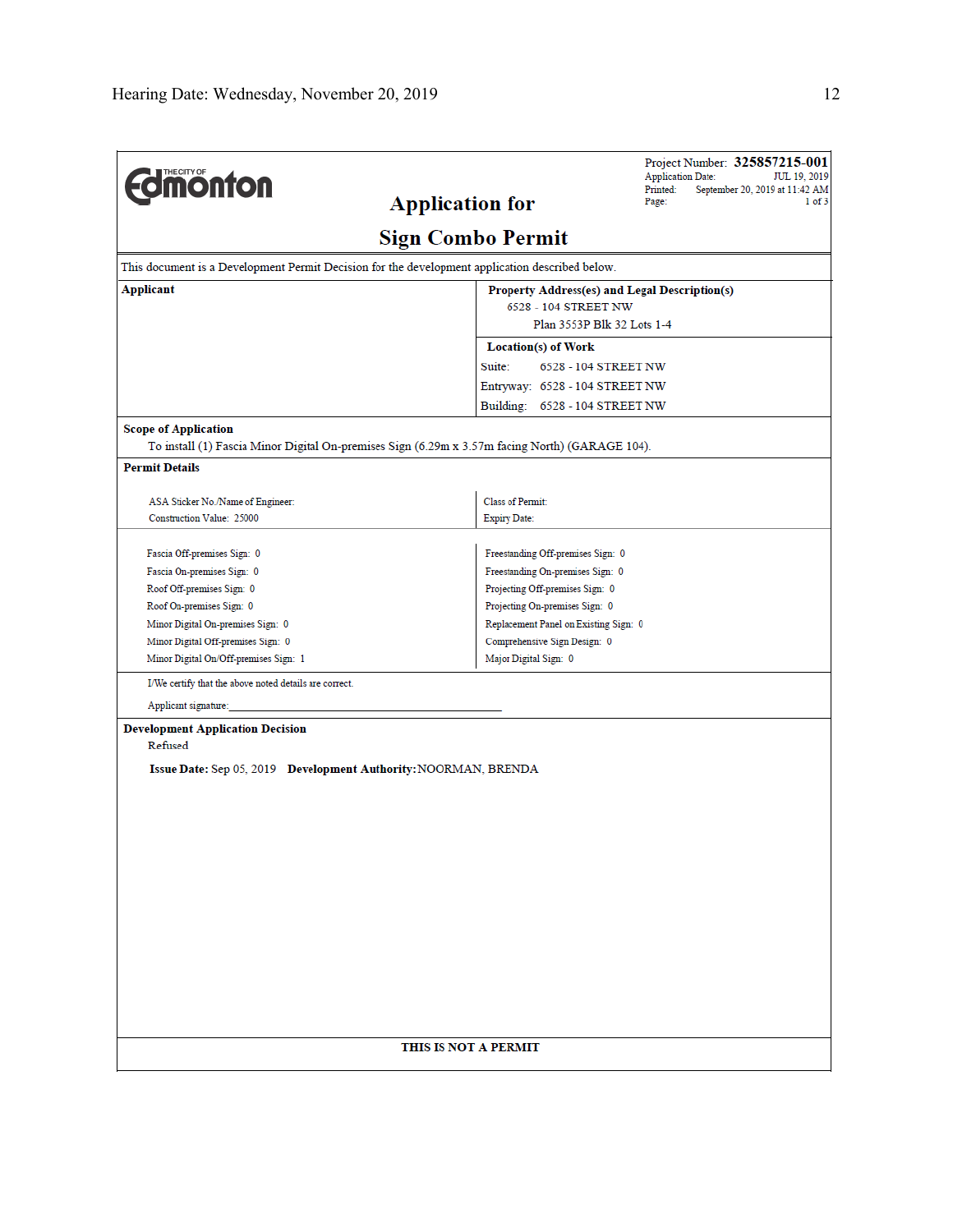**THE CITY OF Edmonton**

# Application for Sign Combo Permit

Project Number: **325857215-001**
Application Date: JUL 19, 2019
Printed: September 20, 2019 at 11:42 AM
Page: 1 of 3

This document is a Development Permit Decision for the development application described below.

| Applicant | Property Address(es) and Legal Description(s) |
|---|---|
| | 6528 - 104 STREET NW<br>Plan 3553P Blk 32 Lots 1-4 |
| | **Location(s) of Work**<br>Suite: 6528 - 104 STREET NW<br>Entryway: 6528 - 104 STREET NW<br>Building: 6528 - 104 STREET NW |

**Scope of Application**

To install (1) Fascia Minor Digital On-premises Sign (6.29m x 3.57m facing North) (GARAGE 104).

**Permit Details**

| | |
|---|---|
| ASA Sticker No./Name of Engineer: | Class of Permit: |
| Construction Value: 25000 | Expiry Date: |

| | |
|---|---|
| Fascia Off-premises Sign: 0 | Freestanding Off-premises Sign: 0 |
| Fascia On-premises Sign: 0 | Freestanding On-premises Sign: 0 |
| Roof Off-premises Sign: 0 | Projecting Off-premises Sign: 0 |
| Roof On-premises Sign: 0 | Projecting On-premises Sign: 0 |
| Minor Digital On-premises Sign: 0 | Replacement Panel on Existing Sign: 0 |
| Minor Digital Off-premises Sign: 0 | Comprehensive Sign Design: 0 |
| Minor Digital On/Off-premises Sign: 1 | Major Digital Sign: 0 |

I/We certify that the above noted details are correct.

Applicant signature:_______________________________

**Development Application Decision**

Refused

**Issue Date:** Sep 05, 2019 **Development Authority:** NOORMAN, BRENDA

**THIS IS NOT A PERMIT**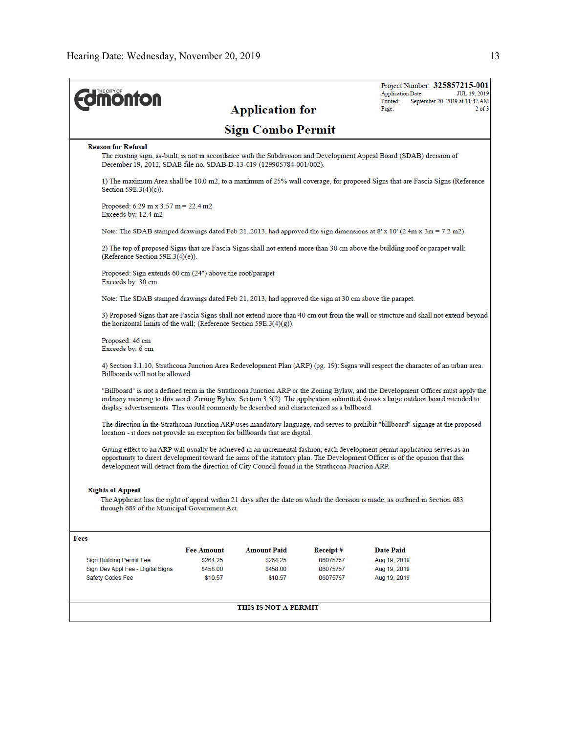THE CITY OF Edmonton

# Application for

# Sign Combo Permit

Project Number: **325857215-001**
Application Date: JUL 19, 2019
Printed: September 20, 2019 at 11:42 AM
Page: 2 of 3

**Reason for Refusal**

The existing sign, as-built, is not in accordance with the Subdivision and Development Appeal Board (SDAB) decision of December 19, 2012, SDAB file no. SDAB-D-13-019 (129905784-001/002).

1) The maximum Area shall be 10.0 m2, to a maximum of 25% wall coverage, for proposed Signs that are Fascia Signs (Reference Section 59E.3(4)(c)).

Proposed: 6.29 m x 3.57 m = 22.4 m2
Exceeds by: 12.4 m2

Note: The SDAB stamped drawings dated Feb 21, 2013, had approved the sign dimensions at 8' x 10' (2.4m x 3m = 7.2 m2).

2) The top of proposed Signs that are Fascia Signs shall not extend more than 30 cm above the building roof or parapet wall; (Reference Section 59E.3(4)(e)).

Proposed: Sign extends 60 cm (24") above the roof/parapet
Exceeds by: 30 cm

Note: The SDAB stamped drawings dated Feb 21, 2013, had approved the sign at 30 cm above the parapet.

3) Proposed Signs that are Fascia Signs shall not extend more than 40 cm out from the wall or structure and shall not extend beyond the horizontal limits of the wall; (Reference Section 59E.3(4)(g)).

Proposed: 46 cm
Exceeds by: 6 cm

4) Section 3.1.10, Strathcona Junction Area Redevelopment Plan (ARP) (pg. 19): Signs will respect the character of an urban area. Billboards will not be allowed.

"Billboard" is not a defined term in the Strathcona Junction ARP or the Zoning Bylaw, and the Development Officer must apply the ordinary meaning to this word: Zoning Bylaw, Section 3.5(2). The application submitted shows a large outdoor board intended to display advertisements. This would commonly be described and characterized as a billboard.

The direction in the Strathcona Junction ARP uses mandatory language, and serves to prohibit "billboard" signage at the proposed location - it does not provide an exception for billboards that are digital.

Giving effect to an ARP will usually be achieved in an incremental fashion; each development permit application serves as an opportunity to direct development toward the aims of the statutory plan. The Development Officer is of the opinion that this development will detract from the direction of City Council found in the Strathcona Junction ARP.

**Rights of Appeal**

The Applicant has the right of appeal within 21 days after the date on which the decision is made, as outlined in Section 683 through 689 of the Municipal Government Act.

**Fees**

| | Fee Amount | Amount Paid | Receipt # | Date Paid |
|---|---|---|---|---|
| Sign Building Permit Fee | $264.25 | $264.25 | 06075757 | Aug 19, 2019 |
| Sign Dev Appl Fee - Digital Signs | $458.00 | $458.00 | 06075757 | Aug 19, 2019 |
| Safety Codes Fee | $10.57 | $10.57 | 06075757 | Aug 19, 2019 |

**THIS IS NOT A PERMIT**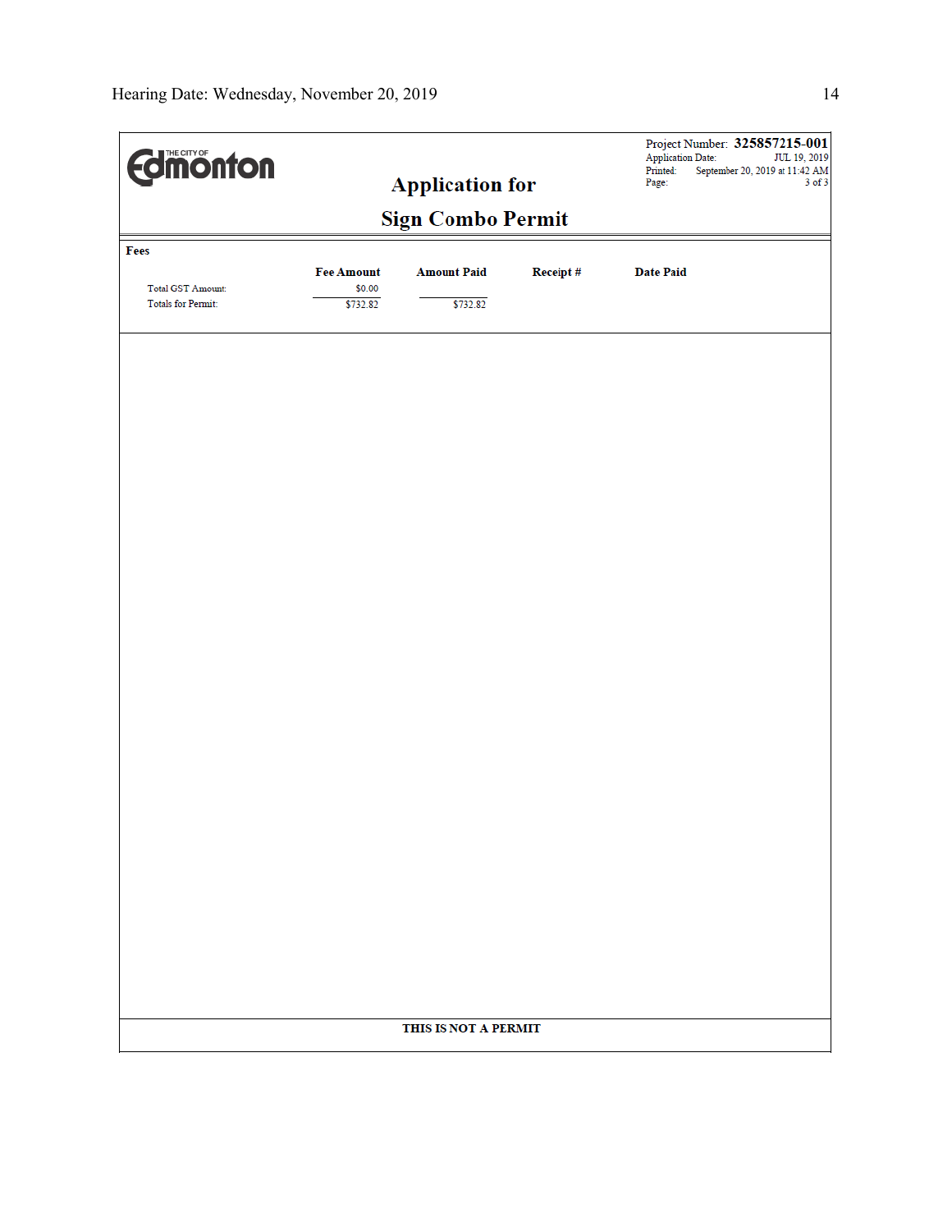THE CITY OF Edmonton

# Application for Sign Combo Permit

Project Number: **325857215-001**
Application Date: JUL 19, 2019
Printed: September 20, 2019 at 11:42 AM
Page: 3 of 3

**Fees**

| | Fee Amount | Amount Paid | Receipt # | Date Paid |
|---|---|---|---|---|
| Total GST Amount: | $0.00 | | | |
| Totals for Permit: | $732.82 | $732.82 | | |

**THIS IS NOT A PERMIT**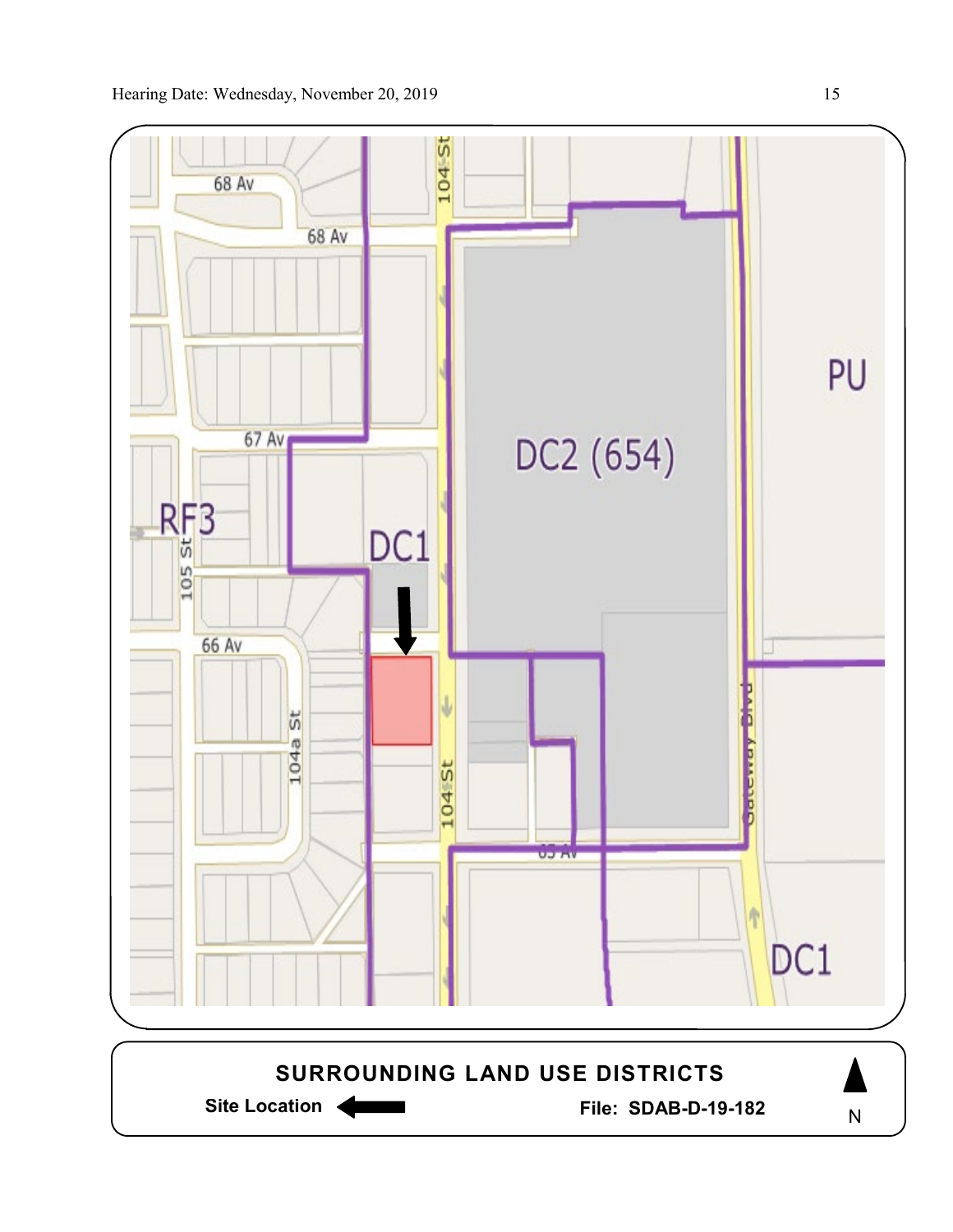68 Av

68 Av

67 Av

RF3

105 St

66 Av

104a St

104 St

DC1

DC2 (654)

PU

Gateway Blvd

65 Av

DC1

**SURROUNDING LAND USE DISTRICTS**

**Site Location** ←

**File: SDAB-D-19-182**

N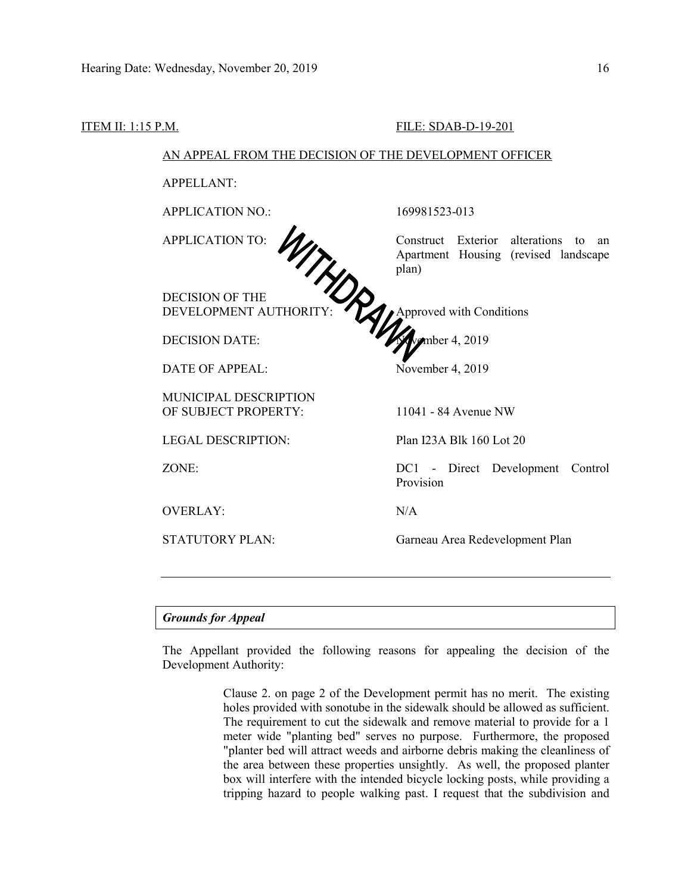ITEM II: 1:15 P.M. FILE: SDAB-D-19-201

AN APPEAL FROM THE DECISION OF THE DEVELOPMENT OFFICER

WITHDRAWN

| | |
|---|---|
| APPELLANT: | |
| APPLICATION NO.: | 169981523-013 |
| APPLICATION TO: | Construct Exterior alterations to an Apartment Housing (revised landscape plan) |
| DECISION OF THE DEVELOPMENT AUTHORITY: | Approved with Conditions |
| DECISION DATE: | November 4, 2019 |
| DATE OF APPEAL: | November 4, 2019 |
| MUNICIPAL DESCRIPTION OF SUBJECT PROPERTY: | 11041 - 84 Avenue NW |
| LEGAL DESCRIPTION: | Plan I23A Blk 160 Lot 20 |
| ZONE: | DC1 - Direct Development Control Provision |
| OVERLAY: | N/A |
| STATUTORY PLAN: | Garneau Area Redevelopment Plan |

---

***Grounds for Appeal***

The Appellant provided the following reasons for appealing the decision of the Development Authority:

> Clause 2. on page 2 of the Development permit has no merit. The existing holes provided with sonotube in the sidewalk should be allowed as sufficient. The requirement to cut the sidewalk and remove material to provide for a 1 meter wide "planting bed" serves no purpose. Furthermore, the proposed "planter bed will attract weeds and airborne debris making the cleanliness of the area between these properties unsightly. As well, the proposed planter box will interfere with the intended bicycle locking posts, while providing a tripping hazard to people walking past. I request that the subdivision and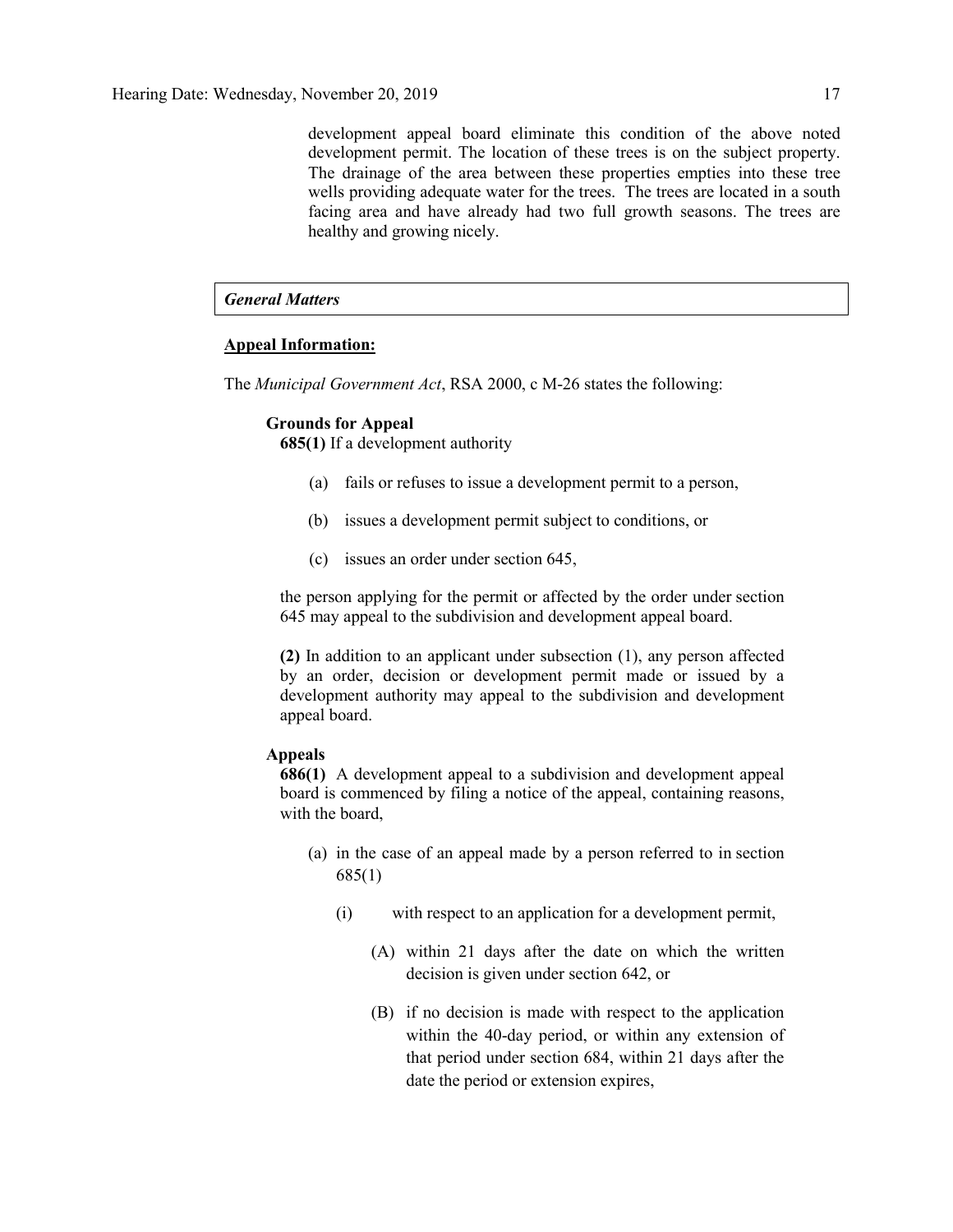development appeal board eliminate this condition of the above noted development permit. The location of these trees is on the subject property. The drainage of the area between these properties empties into these tree wells providing adequate water for the trees. The trees are located in a south facing area and have already had two full growth seasons. The trees are healthy and growing nicely.

*General Matters*

**Appeal Information:**

The *Municipal Government Act*, RSA 2000, c M-26 states the following:

**Grounds for Appeal**

**685(1)** If a development authority

(a) fails or refuses to issue a development permit to a person,

(b) issues a development permit subject to conditions, or

(c) issues an order under section 645,

the person applying for the permit or affected by the order under section 645 may appeal to the subdivision and development appeal board.

**(2)** In addition to an applicant under subsection (1), any person affected by an order, decision or development permit made or issued by a development authority may appeal to the subdivision and development appeal board.

**Appeals**

**686(1)** A development appeal to a subdivision and development appeal board is commenced by filing a notice of the appeal, containing reasons, with the board,

(a) in the case of an appeal made by a person referred to in section 685(1)

(i) with respect to an application for a development permit,

(A) within 21 days after the date on which the written decision is given under section 642, or

(B) if no decision is made with respect to the application within the 40-day period, or within any extension of that period under section 684, within 21 days after the date the period or extension expires,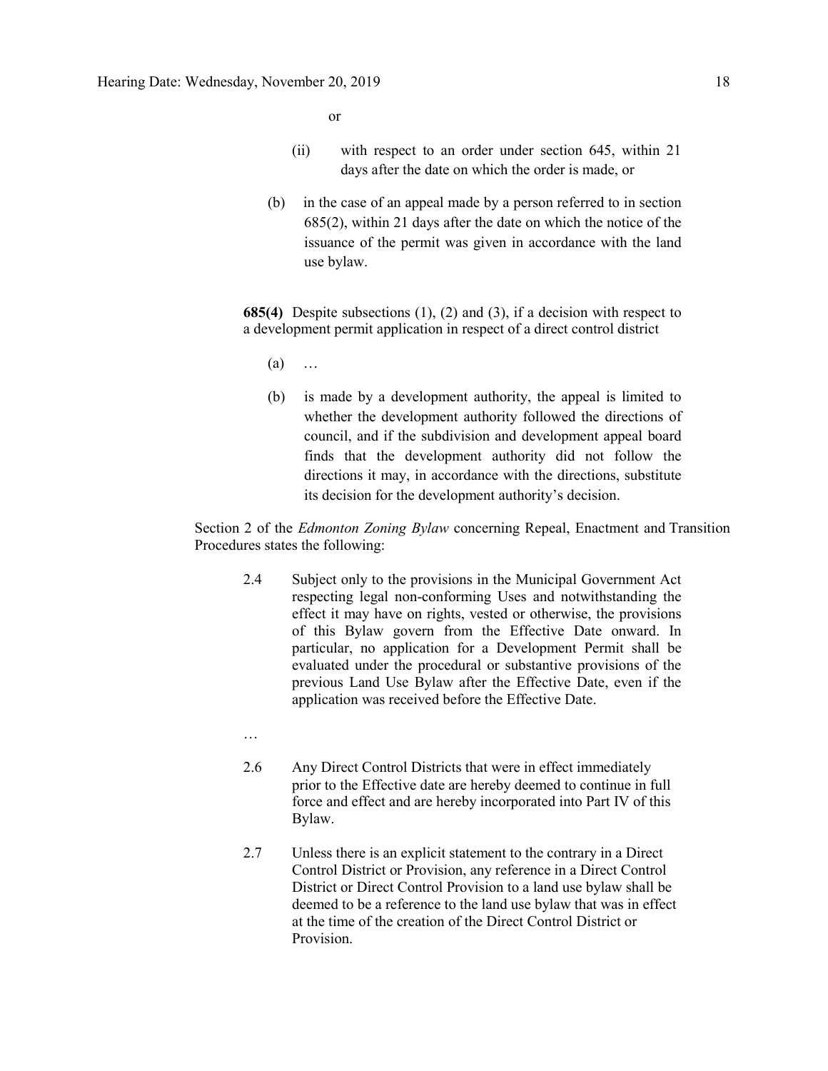or

(ii) with respect to an order under section 645, within 21 days after the date on which the order is made, or

(b) in the case of an appeal made by a person referred to in section 685(2), within 21 days after the date on which the notice of the issuance of the permit was given in accordance with the land use bylaw.

**685(4)** Despite subsections (1), (2) and (3), if a decision with respect to a development permit application in respect of a direct control district

(a) …

(b) is made by a development authority, the appeal is limited to whether the development authority followed the directions of council, and if the subdivision and development appeal board finds that the development authority did not follow the directions it may, in accordance with the directions, substitute its decision for the development authority's decision.

Section 2 of the *Edmonton Zoning Bylaw* concerning Repeal, Enactment and Transition Procedures states the following:

2.4 Subject only to the provisions in the Municipal Government Act respecting legal non-conforming Uses and notwithstanding the effect it may have on rights, vested or otherwise, the provisions of this Bylaw govern from the Effective Date onward. In particular, no application for a Development Permit shall be evaluated under the procedural or substantive provisions of the previous Land Use Bylaw after the Effective Date, even if the application was received before the Effective Date.

…

2.6 Any Direct Control Districts that were in effect immediately prior to the Effective date are hereby deemed to continue in full force and effect and are hereby incorporated into Part IV of this Bylaw.

2.7 Unless there is an explicit statement to the contrary in a Direct Control District or Provision, any reference in a Direct Control District or Direct Control Provision to a land use bylaw shall be deemed to be a reference to the land use bylaw that was in effect at the time of the creation of the Direct Control District or Provision.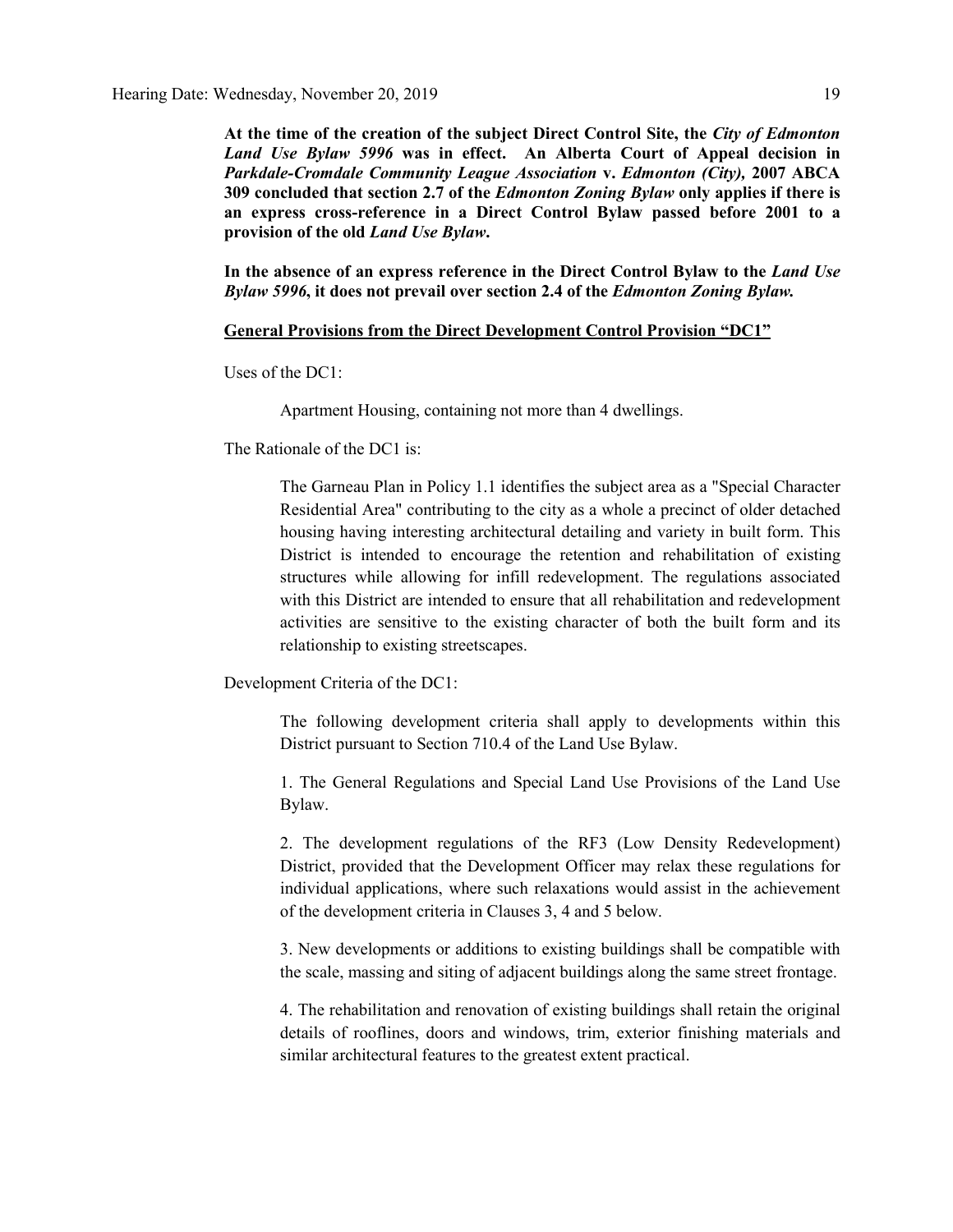**At the time of the creation of the subject Direct Control Site, the *City of Edmonton Land Use Bylaw 5996* was in effect. An Alberta Court of Appeal decision in *Parkdale-Cromdale Community League Association* v. *Edmonton (City),* 2007 ABCA 309 concluded that section 2.7 of the *Edmonton Zoning Bylaw* only applies if there is an express cross-reference in a Direct Control Bylaw passed before 2001 to a provision of the old *Land Use Bylaw*.**

**In the absence of an express reference in the Direct Control Bylaw to the *Land Use Bylaw 5996*, it does not prevail over section 2.4 of the *Edmonton Zoning Bylaw.***

**<u>General Provisions from the Direct Development Control Provision "DC1"</u>**

Uses of the DC1:

> Apartment Housing, containing not more than 4 dwellings.

The Rationale of the DC1 is:

> The Garneau Plan in Policy 1.1 identifies the subject area as a "Special Character Residential Area" contributing to the city as a whole a precinct of older detached housing having interesting architectural detailing and variety in built form. This District is intended to encourage the retention and rehabilitation of existing structures while allowing for infill redevelopment. The regulations associated with this District are intended to ensure that all rehabilitation and redevelopment activities are sensitive to the existing character of both the built form and its relationship to existing streetscapes.

Development Criteria of the DC1:

> The following development criteria shall apply to developments within this District pursuant to Section 710.4 of the Land Use Bylaw.
>
> 1. The General Regulations and Special Land Use Provisions of the Land Use Bylaw.
>
> 2. The development regulations of the RF3 (Low Density Redevelopment) District, provided that the Development Officer may relax these regulations for individual applications, where such relaxations would assist in the achievement of the development criteria in Clauses 3, 4 and 5 below.
>
> 3. New developments or additions to existing buildings shall be compatible with the scale, massing and siting of adjacent buildings along the same street frontage.
>
> 4. The rehabilitation and renovation of existing buildings shall retain the original details of rooflines, doors and windows, trim, exterior finishing materials and similar architectural features to the greatest extent practical.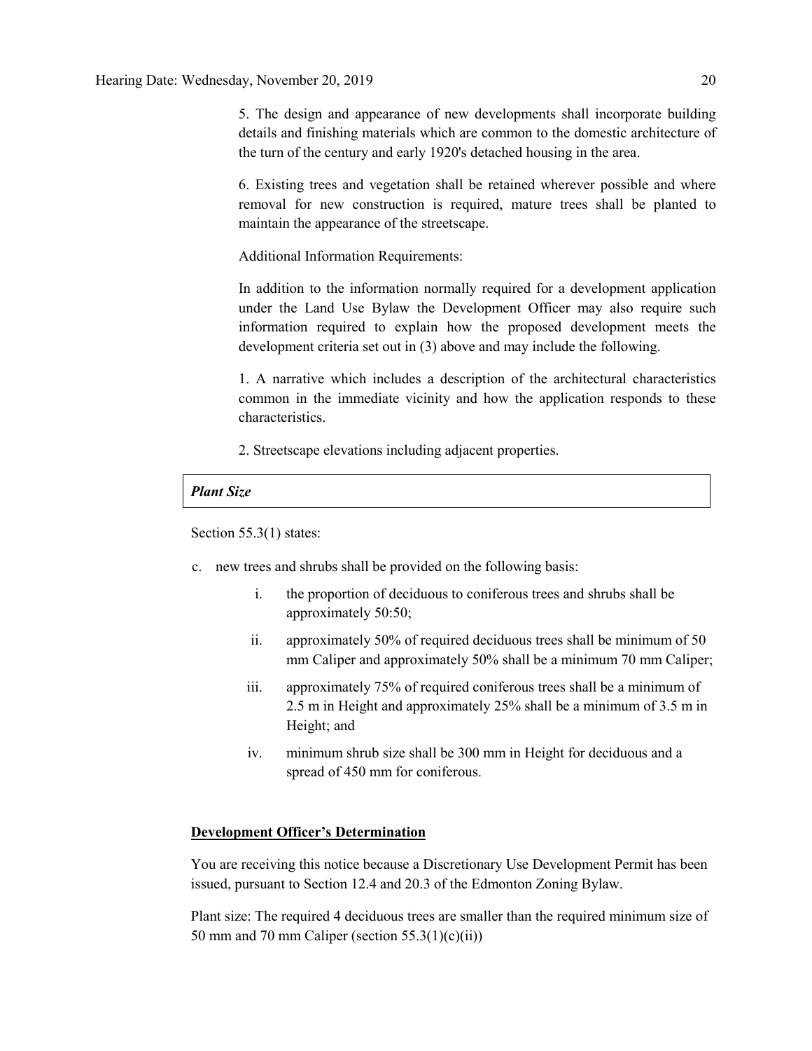5. The design and appearance of new developments shall incorporate building details and finishing materials which are common to the domestic architecture of the turn of the century and early 1920's detached housing in the area.

6. Existing trees and vegetation shall be retained wherever possible and where removal for new construction is required, mature trees shall be planted to maintain the appearance of the streetscape.

Additional Information Requirements:

In addition to the information normally required for a development application under the Land Use Bylaw the Development Officer may also require such information required to explain how the proposed development meets the development criteria set out in (3) above and may include the following.

1. A narrative which includes a description of the architectural characteristics common in the immediate vicinity and how the application responds to these characteristics.

2. Streetscape elevations including adjacent properties.

***Plant Size***

Section 55.3(1) states:

c. new trees and shrubs shall be provided on the following basis:

   i. the proportion of deciduous to coniferous trees and shrubs shall be approximately 50:50;

   ii. approximately 50% of required deciduous trees shall be minimum of 50 mm Caliper and approximately 50% shall be a minimum 70 mm Caliper;

   iii. approximately 75% of required coniferous trees shall be a minimum of 2.5 m in Height and approximately 25% shall be a minimum of 3.5 m in Height; and

   iv. minimum shrub size shall be 300 mm in Height for deciduous and a spread of 450 mm for coniferous.

**Development Officer's Determination**

You are receiving this notice because a Discretionary Use Development Permit has been issued, pursuant to Section 12.4 and 20.3 of the Edmonton Zoning Bylaw.

Plant size: The required 4 deciduous trees are smaller than the required minimum size of 50 mm and 70 mm Caliper (section 55.3(1)(c)(ii))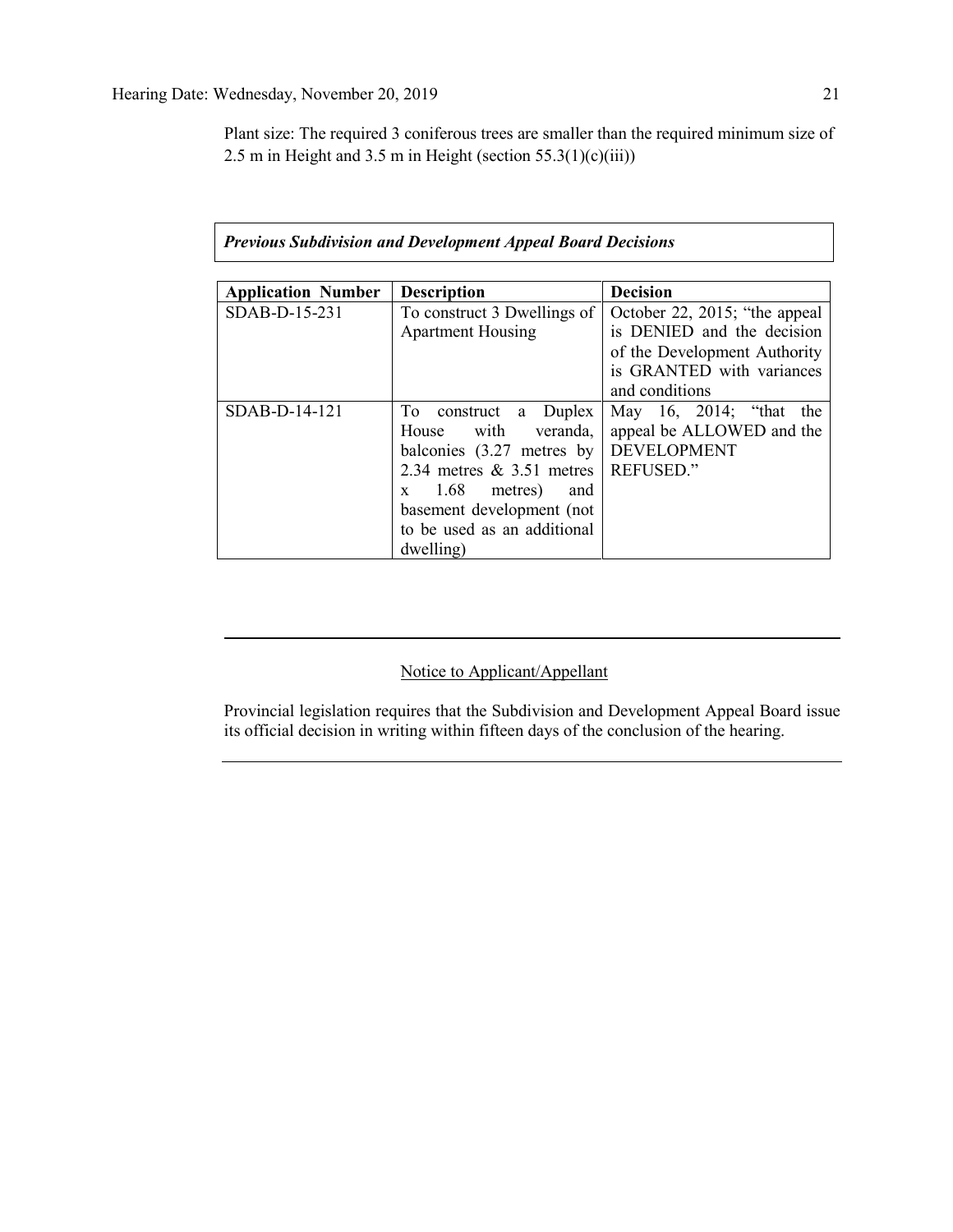Plant size: The required 3 coniferous trees are smaller than the required minimum size of 2.5 m in Height and 3.5 m in Height (section 55.3(1)(c)(iii))

***Previous Subdivision and Development Appeal Board Decisions***

| Application Number | Description | Decision |
| --- | --- | --- |
| SDAB-D-15-231 | To construct 3 Dwellings of Apartment Housing | October 22, 2015; "the appeal is DENIED and the decision of the Development Authority is GRANTED with variances and conditions |
| SDAB-D-14-121 | To construct a Duplex House with veranda, balconies (3.27 metres by 2.34 metres & 3.51 metres x 1.68 metres) and basement development (not to be used as an additional dwelling) | May 16, 2014; "that the appeal be ALLOWED and the DEVELOPMENT REFUSED." |

---

Notice to Applicant/Appellant

Provincial legislation requires that the Subdivision and Development Appeal Board issue its official decision in writing within fifteen days of the conclusion of the hearing.

---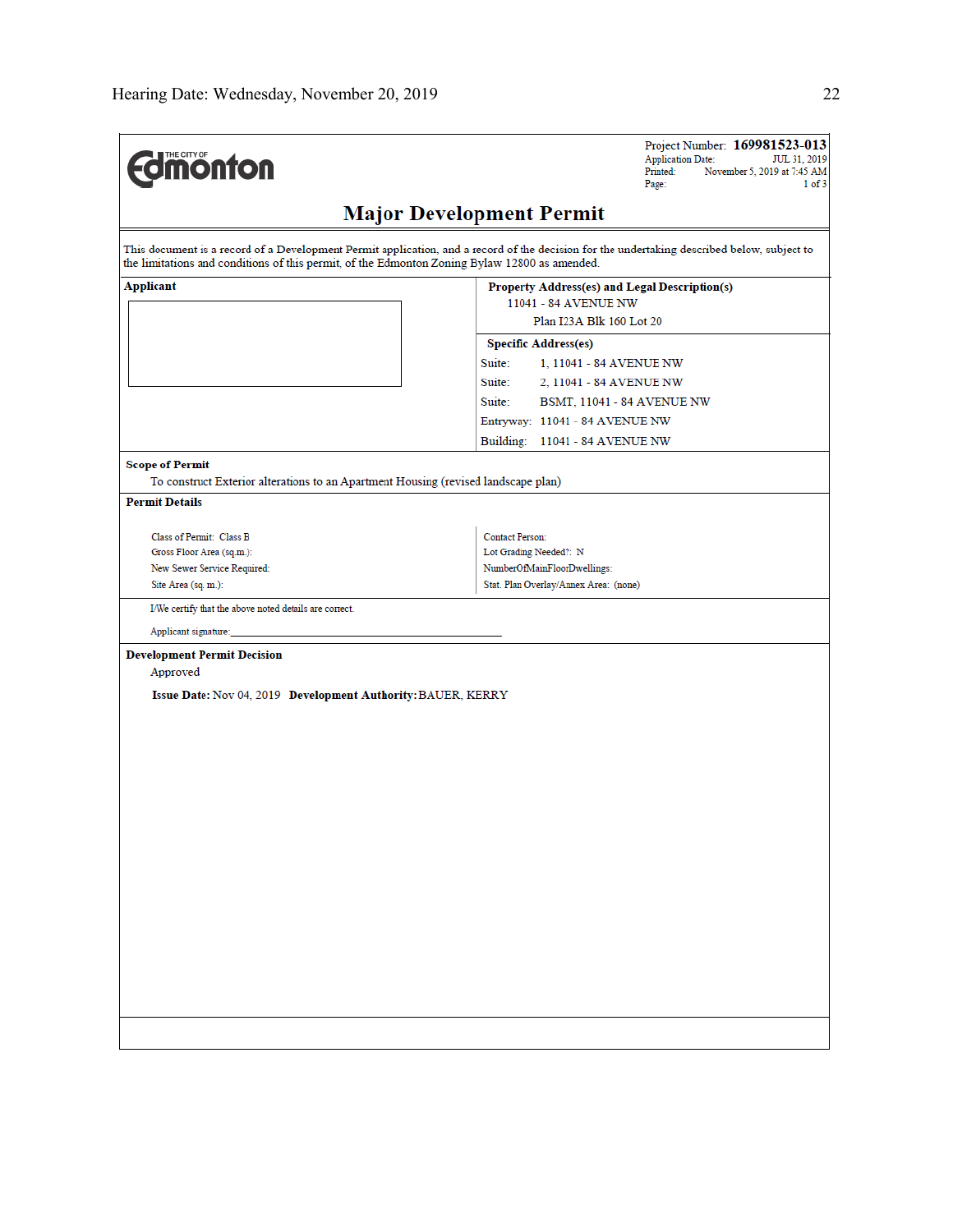Project Number: **169981523-013**
Application Date: JUL 31, 2019
Printed: November 5, 2019 at 7:45 AM
Page: 1 of 3

THE CITY OF Edmonton

# Major Development Permit

This document is a record of a Development Permit application, and a record of the decision for the undertaking described below, subject to the limitations and conditions of this permit, of the Edmonton Zoning Bylaw 12800 as amended.

**Applicant**

**Property Address(es) and Legal Description(s)**
11041 - 84 AVENUE NW
Plan I23A Blk 160 Lot 20

**Specific Address(es)**

| | |
|---|---|
| Suite: | 1, 11041 - 84 AVENUE NW |
| Suite: | 2, 11041 - 84 AVENUE NW |
| Suite: | BSMT, 11041 - 84 AVENUE NW |
| Entryway: | 11041 - 84 AVENUE NW |
| Building: | 11041 - 84 AVENUE NW |

**Scope of Permit**

To construct Exterior alterations to an Apartment Housing (revised landscape plan)

**Permit Details**

| | |
|---|---|
| Class of Permit: Class B | Contact Person: |
| Gross Floor Area (sq.m.): | Lot Grading Needed?: N |
| New Sewer Service Required: | NumberOfMainFloorDwellings: |
| Site Area (sq. m.): | Stat. Plan Overlay/Annex Area: (none) |

I/We certify that the above noted details are correct.

Applicant signature:\_\_\_\_\_\_\_\_\_\_\_\_\_\_\_\_\_\_\_\_\_\_\_\_\_\_\_\_\_\_\_\_\_\_\_\_\_\_\_\_

**Development Permit Decision**

Approved

**Issue Date:** Nov 04, 2019 **Development Authority:** BAUER, KERRY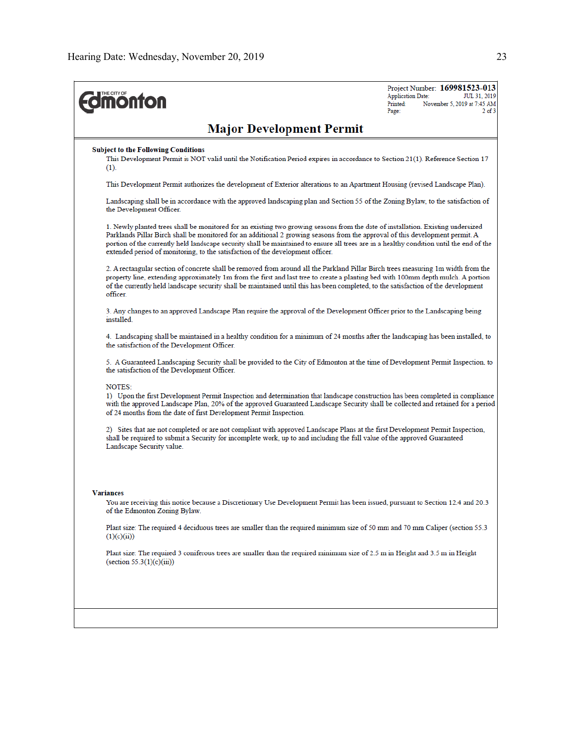Project Number: **169981523-013**
Application Date: JUL 31, 2019
Printed: November 5, 2019 at 7:45 AM

# Major Development Permit

**Subject to the Following Conditions**

This Development Permit is NOT valid until the Notification Period expires in accordance to Section 21(1). Reference Section 17 (1).

This Development Permit authorizes the development of Exterior alterations to an Apartment Housing (revised Landscape Plan).

Landscaping shall be in accordance with the approved landscaping plan and Section 55 of the Zoning Bylaw, to the satisfaction of the Development Officer.

1. Newly planted trees shall be monitored for an existing two growing seasons from the date of installation. Existing undersized Parklands Pillar Birch shall be monitored for an additional 2 growing seasons from the approval of this development permit. A portion of the currently held landscape security shall be maintained to ensure all trees are in a healthy condition until the end of the extended period of monitoring, to the satisfaction of the development officer.

2. A rectangular section of concrete shall be removed from around all the Parkland Pillar Birch trees measuring 1m width from the property line, extending approximately 1m from the first and last tree to create a planting bed with 100mm depth mulch. A portion of the currently held landscape security shall be maintained until this has been completed, to the satisfaction of the development officer.

3. Any changes to an approved Landscape Plan require the approval of the Development Officer prior to the Landscaping being installed.

4. Landscaping shall be maintained in a healthy condition for a minimum of 24 months after the landscaping has been installed, to the satisfaction of the Development Officer.

5. A Guaranteed Landscaping Security shall be provided to the City of Edmonton at the time of Development Permit Inspection, to the satisfaction of the Development Officer.

NOTES:

1) Upon the first Development Permit Inspection and determination that landscape construction has been completed in compliance with the approved Landscape Plan, 20% of the approved Guaranteed Landscape Security shall be collected and retained for a period of 24 months from the date of first Development Permit Inspection.

2) Sites that are not completed or are not compliant with approved Landscape Plans at the first Development Permit Inspection, shall be required to submit a Security for incomplete work, up to and including the full value of the approved Guaranteed Landscape Security value.

**Variances**

You are receiving this notice because a Discretionary Use Development Permit has been issued, pursuant to Section 12.4 and 20.3 of the Edmonton Zoning Bylaw.

Plant size: The required 4 deciduous trees are smaller than the required minimum size of 50 mm and 70 mm Caliper (section 55.3 (1)(c)(ii))

Plant size: The required 3 coniferous trees are smaller than the required minimum size of 2.5 m in Height and 3.5 m in Height (section 55.3(1)(c)(iii))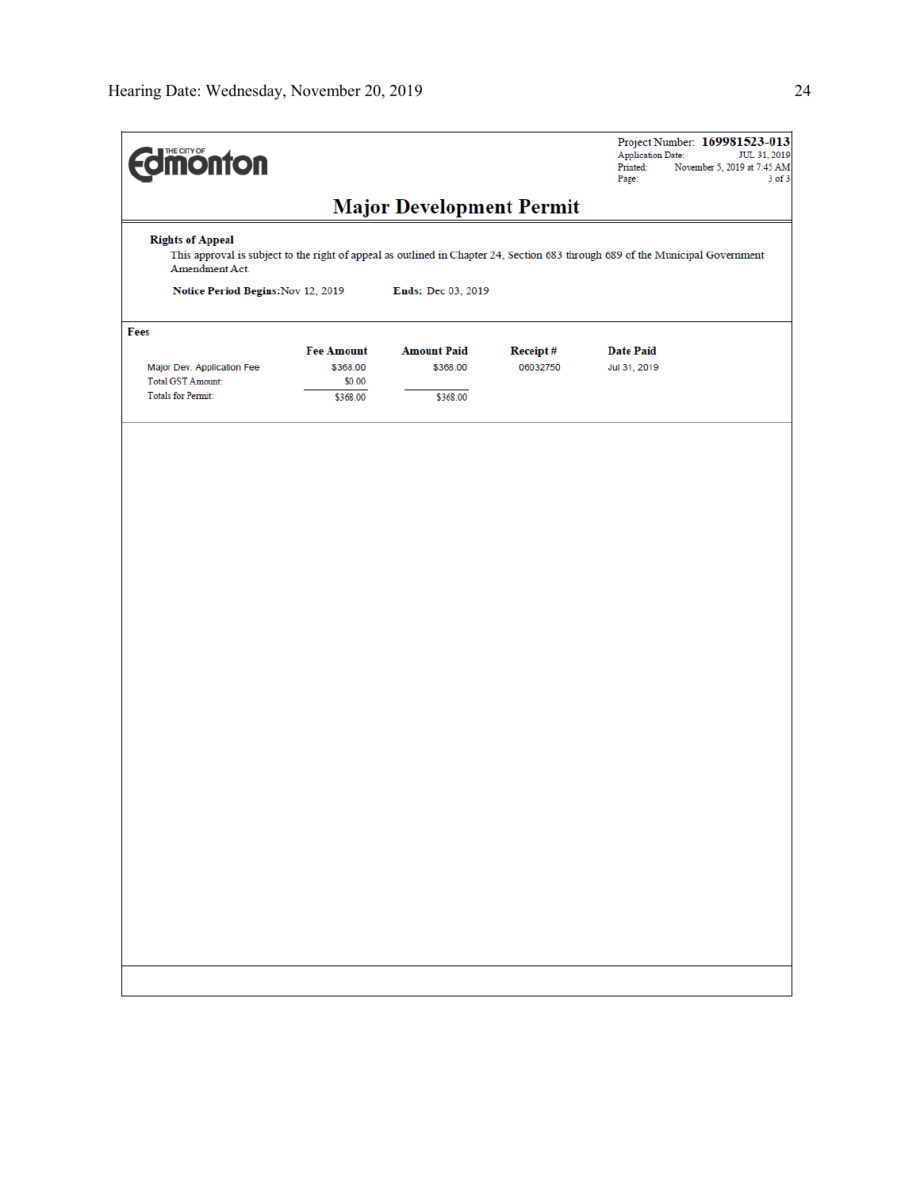THE CITY OF Edmonton

Project Number: **169981523-013**
Application Date: JUL 31, 2019
Printed: November 5, 2019 at 7:45 AM
Page: 3 of 3

# Major Development Permit

**Rights of Appeal**

This approval is subject to the right of appeal as outlined in Chapter 24, Section 683 through 689 of the Municipal Government Amendment Act.

**Notice Period Begins:** Nov 12, 2019 **Ends:** Dec 03, 2019

**Fees**

| | Fee Amount | Amount Paid | Receipt # | Date Paid |
|---|---|---|---|---|
| Major Dev. Application Fee | $368.00 | $368.00 | 06032750 | Jul 31, 2019 |
| Total GST Amount: | $0.00 | | | |
| Totals for Permit: | $368.00 | $368.00 | | |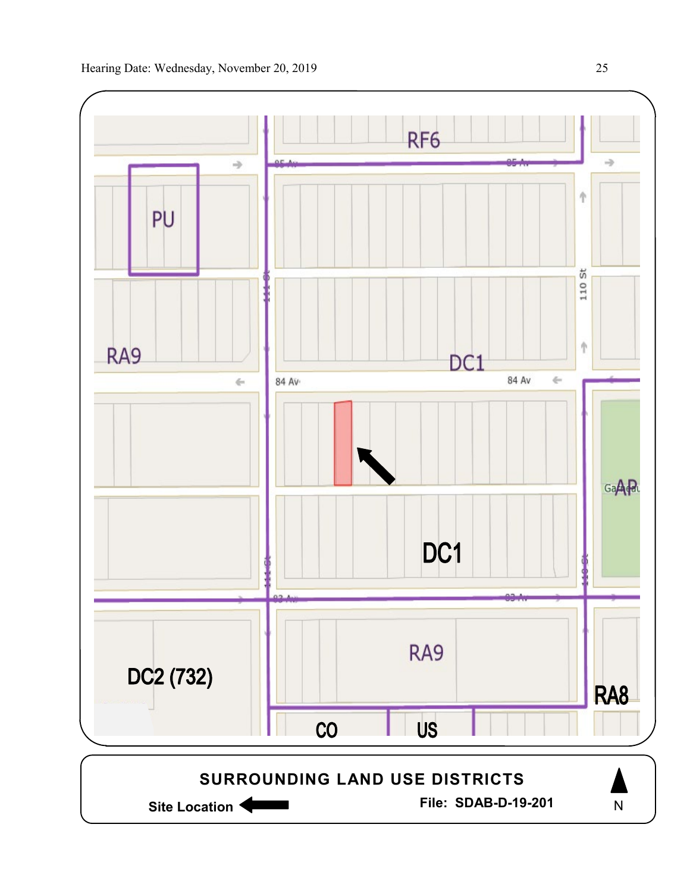RF6

85 Av

85 Av

PU

RA9

111 St

110 St

DC1

84 Av

84 Av

AP

Gateau

DC1

83 Av

83 Av

DC2 (732)

RA9

RA8

CO

US

**SURROUNDING LAND USE DISTRICTS**

**Site Location**

**File: SDAB-D-19-201**

N